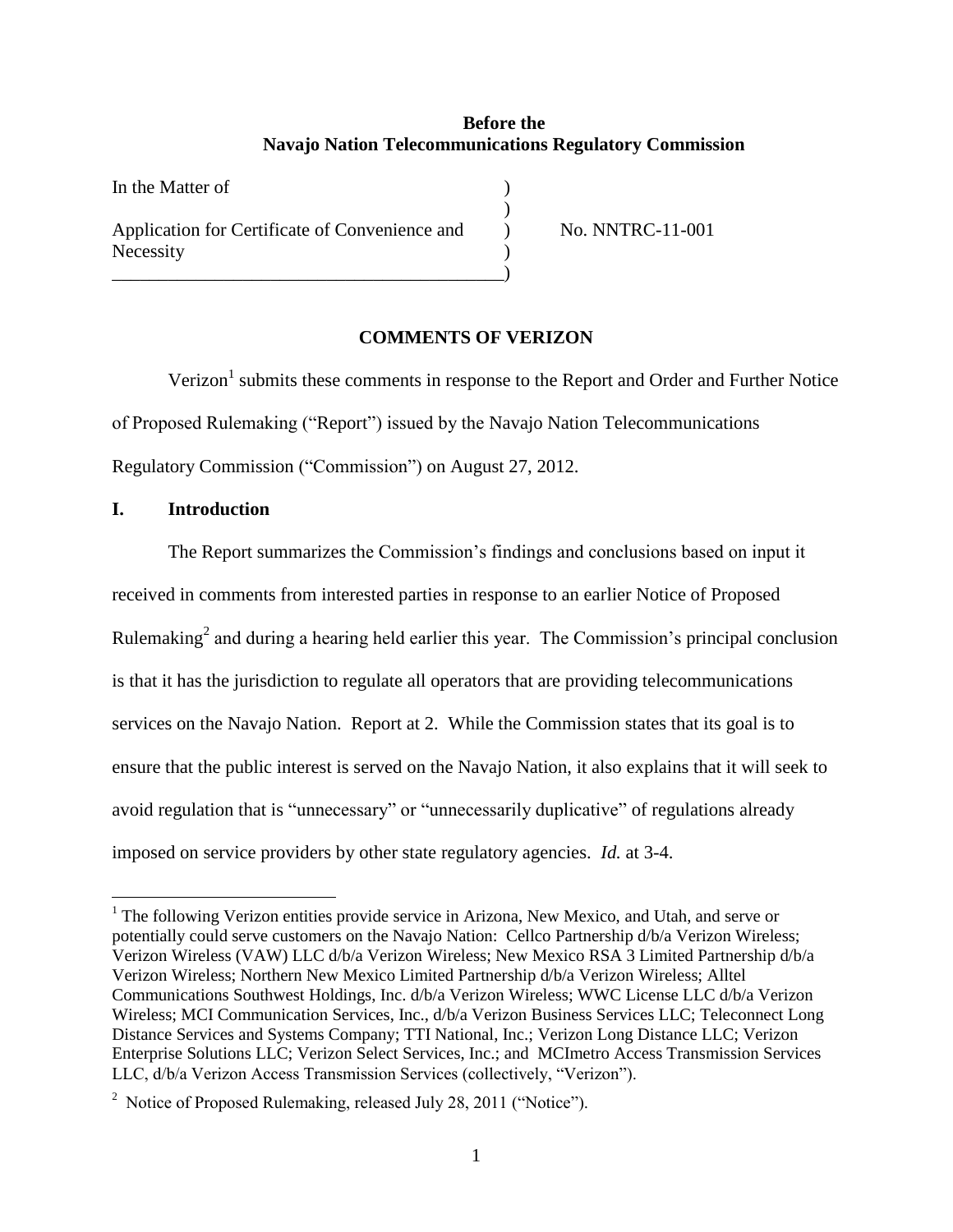**Before the**
**Navajo Nation Telecommunications Regulatory Commission**

In the Matter of )
)
Application for Certificate of Convenience and Necessity ) No. NNTRC-11-001
)

## COMMENTS OF VERIZON

Verizon[1] submits these comments in response to the Report and Order and Further Notice of Proposed Rulemaking ("Report") issued by the Navajo Nation Telecommunications Regulatory Commission ("Commission") on August 27, 2012.

## I. Introduction

The Report summarizes the Commission's findings and conclusions based on input it received in comments from interested parties in response to an earlier Notice of Proposed Rulemaking[2] and during a hearing held earlier this year. The Commission's principal conclusion is that it has the jurisdiction to regulate all operators that are providing telecommunications services on the Navajo Nation. Report at 2. While the Commission states that its goal is to ensure that the public interest is served on the Navajo Nation, it also explains that it will seek to avoid regulation that is "unnecessary" or "unnecessarily duplicative" of regulations already imposed on service providers by other state regulatory agencies. *Id.* at 3-4.

---

[1] The following Verizon entities provide service in Arizona, New Mexico, and Utah, and serve or potentially could serve customers on the Navajo Nation: Cellco Partnership d/b/a Verizon Wireless; Verizon Wireless (VAW) LLC d/b/a Verizon Wireless; New Mexico RSA 3 Limited Partnership d/b/a Verizon Wireless; Northern New Mexico Limited Partnership d/b/a Verizon Wireless; Alltel Communications Southwest Holdings, Inc. d/b/a Verizon Wireless; WWC License LLC d/b/a Verizon Wireless; MCI Communication Services, Inc., d/b/a Verizon Business Services LLC; Teleconnect Long Distance Services and Systems Company; TTI National, Inc.; Verizon Long Distance LLC; Verizon Enterprise Solutions LLC; Verizon Select Services, Inc.; and MCImetro Access Transmission Services LLC, d/b/a Verizon Access Transmission Services (collectively, "Verizon").

[2] Notice of Proposed Rulemaking, released July 28, 2011 ("Notice").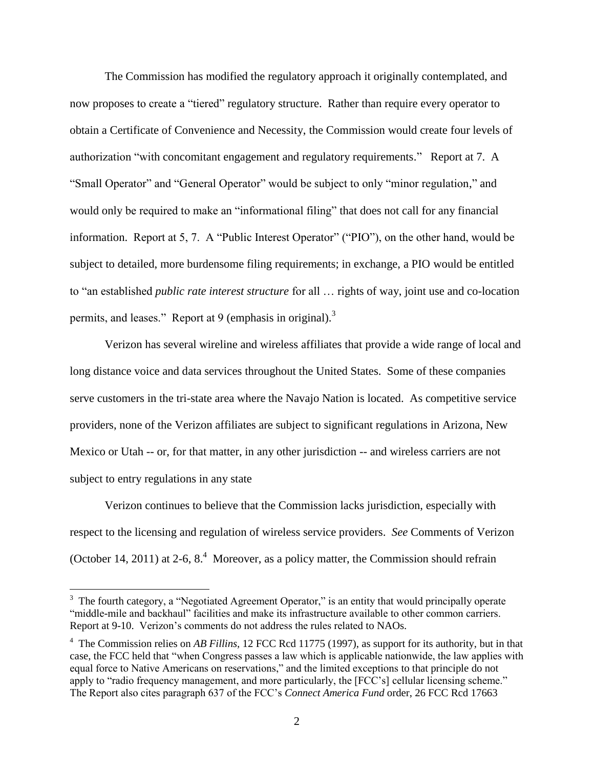The Commission has modified the regulatory approach it originally contemplated, and now proposes to create a "tiered" regulatory structure. Rather than require every operator to obtain a Certificate of Convenience and Necessity, the Commission would create four levels of authorization "with concomitant engagement and regulatory requirements." Report at 7. A "Small Operator" and "General Operator" would be subject to only "minor regulation," and would only be required to make an "informational filing" that does not call for any financial information. Report at 5, 7. A "Public Interest Operator" ("PIO"), on the other hand, would be subject to detailed, more burdensome filing requirements; in exchange, a PIO would be entitled to "an established *public rate interest structure* for all … rights of way, joint use and co-location permits, and leases." Report at 9 (emphasis in original).[3]

Verizon has several wireline and wireless affiliates that provide a wide range of local and long distance voice and data services throughout the United States. Some of these companies serve customers in the tri-state area where the Navajo Nation is located. As competitive service providers, none of the Verizon affiliates are subject to significant regulations in Arizona, New Mexico or Utah -- or, for that matter, in any other jurisdiction -- and wireless carriers are not subject to entry regulations in any state

Verizon continues to believe that the Commission lacks jurisdiction, especially with respect to the licensing and regulation of wireless service providers. *See* Comments of Verizon (October 14, 2011) at 2-6, 8.[4] Moreover, as a policy matter, the Commission should refrain

---

[3] The fourth category, a "Negotiated Agreement Operator," is an entity that would principally operate "middle-mile and backhaul" facilities and make its infrastructure available to other common carriers. Report at 9-10. Verizon's comments do not address the rules related to NAOs.

[4] The Commission relies on *AB Fillins,* 12 FCC Rcd 11775 (1997), as support for its authority, but in that case, the FCC held that "when Congress passes a law which is applicable nationwide, the law applies with equal force to Native Americans on reservations," and the limited exceptions to that principle do not apply to "radio frequency management, and more particularly, the [FCC's] cellular licensing scheme." The Report also cites paragraph 637 of the FCC's *Connect America Fund* order, 26 FCC Rcd 17663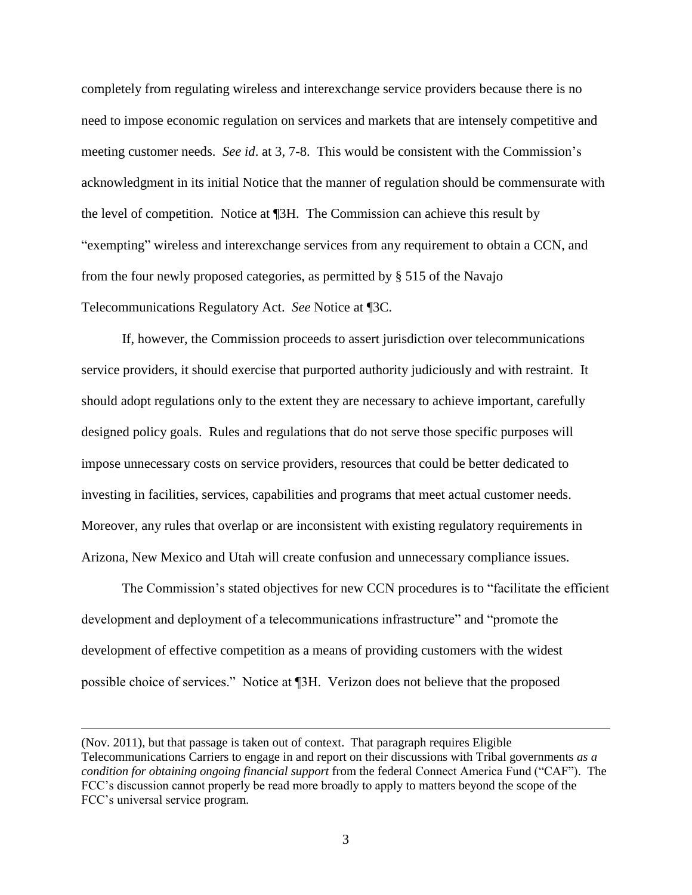completely from regulating wireless and interexchange service providers because there is no need to impose economic regulation on services and markets that are intensely competitive and meeting customer needs. *See id*. at 3, 7-8. This would be consistent with the Commission's acknowledgment in its initial Notice that the manner of regulation should be commensurate with the level of competition. Notice at ¶3H. The Commission can achieve this result by "exempting" wireless and interexchange services from any requirement to obtain a CCN, and from the four newly proposed categories, as permitted by § 515 of the Navajo Telecommunications Regulatory Act. *See* Notice at ¶3C.

If, however, the Commission proceeds to assert jurisdiction over telecommunications service providers, it should exercise that purported authority judiciously and with restraint. It should adopt regulations only to the extent they are necessary to achieve important, carefully designed policy goals. Rules and regulations that do not serve those specific purposes will impose unnecessary costs on service providers, resources that could be better dedicated to investing in facilities, services, capabilities and programs that meet actual customer needs. Moreover, any rules that overlap or are inconsistent with existing regulatory requirements in Arizona, New Mexico and Utah will create confusion and unnecessary compliance issues.

The Commission's stated objectives for new CCN procedures is to "facilitate the efficient development and deployment of a telecommunications infrastructure" and "promote the development of effective competition as a means of providing customers with the widest possible choice of services." Notice at ¶3H. Verizon does not believe that the proposed

---

(Nov. 2011), but that passage is taken out of context. That paragraph requires Eligible Telecommunications Carriers to engage in and report on their discussions with Tribal governments *as a condition for obtaining ongoing financial support* from the federal Connect America Fund ("CAF"). The FCC's discussion cannot properly be read more broadly to apply to matters beyond the scope of the FCC's universal service program.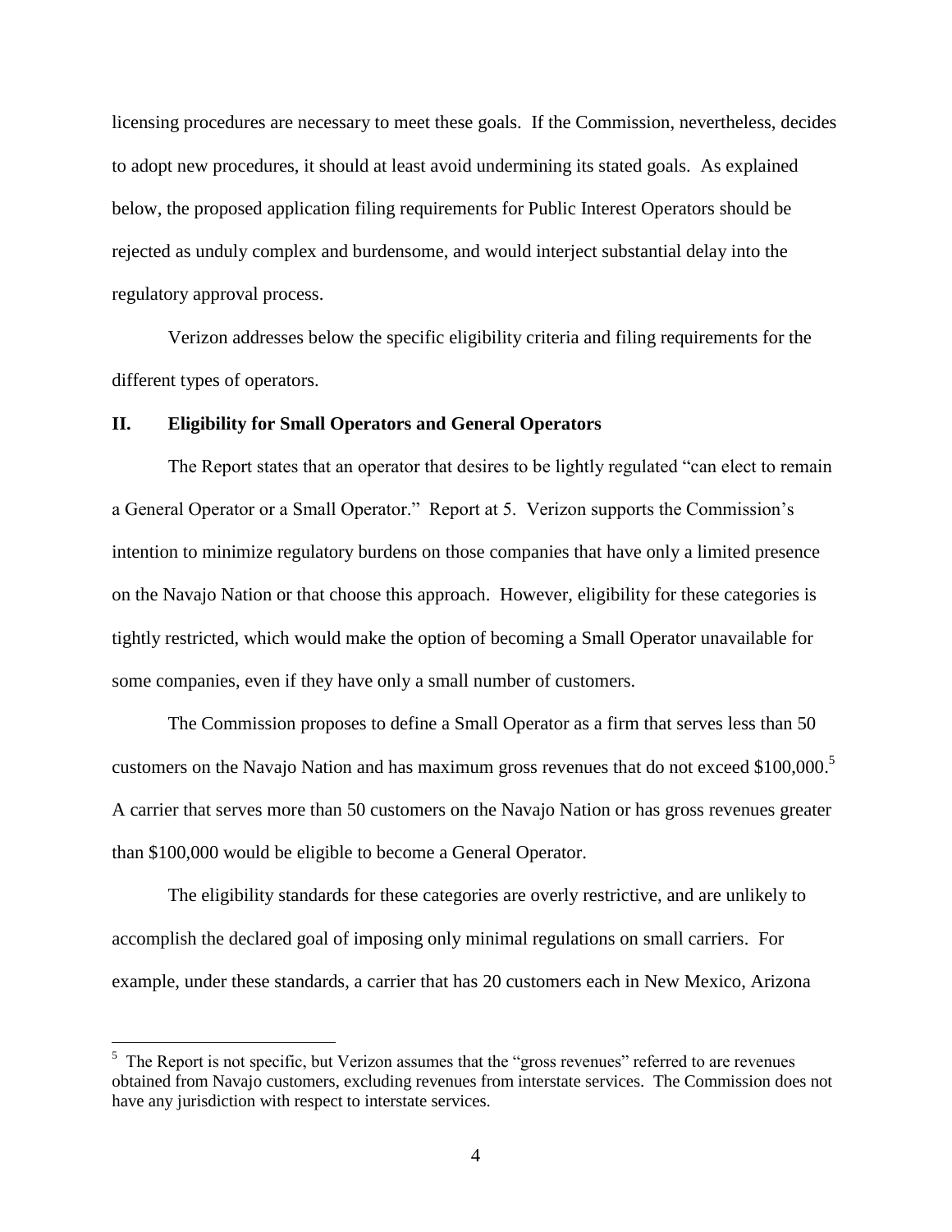licensing procedures are necessary to meet these goals. If the Commission, nevertheless, decides to adopt new procedures, it should at least avoid undermining its stated goals. As explained below, the proposed application filing requirements for Public Interest Operators should be rejected as unduly complex and burdensome, and would interject substantial delay into the regulatory approval process.

Verizon addresses below the specific eligibility criteria and filing requirements for the different types of operators.

## II. Eligibility for Small Operators and General Operators

The Report states that an operator that desires to be lightly regulated "can elect to remain a General Operator or a Small Operator." Report at 5. Verizon supports the Commission's intention to minimize regulatory burdens on those companies that have only a limited presence on the Navajo Nation or that choose this approach. However, eligibility for these categories is tightly restricted, which would make the option of becoming a Small Operator unavailable for some companies, even if they have only a small number of customers.

The Commission proposes to define a Small Operator as a firm that serves less than 50 customers on the Navajo Nation and has maximum gross revenues that do not exceed $100,000.[5] A carrier that serves more than 50 customers on the Navajo Nation or has gross revenues greater than $100,000 would be eligible to become a General Operator.

The eligibility standards for these categories are overly restrictive, and are unlikely to accomplish the declared goal of imposing only minimal regulations on small carriers. For example, under these standards, a carrier that has 20 customers each in New Mexico, Arizona

[5] The Report is not specific, but Verizon assumes that the "gross revenues" referred to are revenues obtained from Navajo customers, excluding revenues from interstate services. The Commission does not have any jurisdiction with respect to interstate services.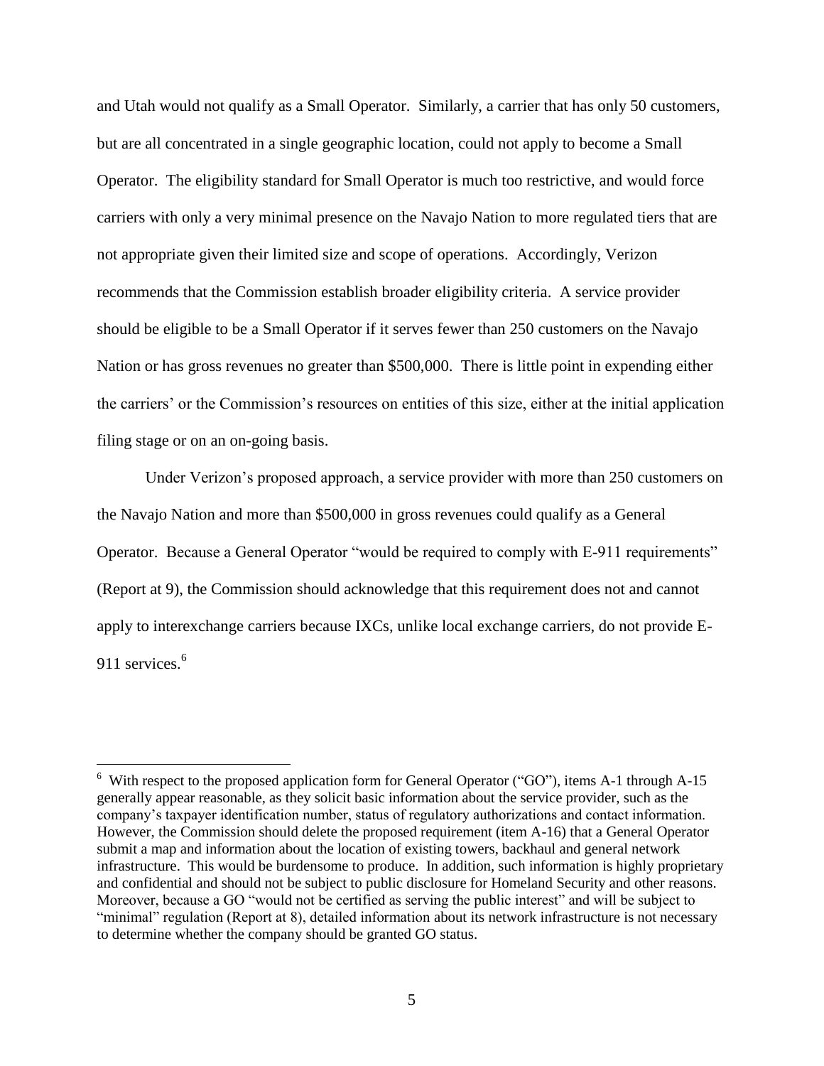and Utah would not qualify as a Small Operator. Similarly, a carrier that has only 50 customers, but are all concentrated in a single geographic location, could not apply to become a Small Operator. The eligibility standard for Small Operator is much too restrictive, and would force carriers with only a very minimal presence on the Navajo Nation to more regulated tiers that are not appropriate given their limited size and scope of operations. Accordingly, Verizon recommends that the Commission establish broader eligibility criteria. A service provider should be eligible to be a Small Operator if it serves fewer than 250 customers on the Navajo Nation or has gross revenues no greater than $500,000. There is little point in expending either the carriers' or the Commission's resources on entities of this size, either at the initial application filing stage or on an on-going basis.

Under Verizon's proposed approach, a service provider with more than 250 customers on the Navajo Nation and more than $500,000 in gross revenues could qualify as a General Operator. Because a General Operator "would be required to comply with E-911 requirements" (Report at 9), the Commission should acknowledge that this requirement does not and cannot apply to interexchange carriers because IXCs, unlike local exchange carriers, do not provide E-911 services.[6]

---

[6] With respect to the proposed application form for General Operator ("GO"), items A-1 through A-15 generally appear reasonable, as they solicit basic information about the service provider, such as the company's taxpayer identification number, status of regulatory authorizations and contact information. However, the Commission should delete the proposed requirement (item A-16) that a General Operator submit a map and information about the location of existing towers, backhaul and general network infrastructure. This would be burdensome to produce. In addition, such information is highly proprietary and confidential and should not be subject to public disclosure for Homeland Security and other reasons. Moreover, because a GO "would not be certified as serving the public interest" and will be subject to "minimal" regulation (Report at 8), detailed information about its network infrastructure is not necessary to determine whether the company should be granted GO status.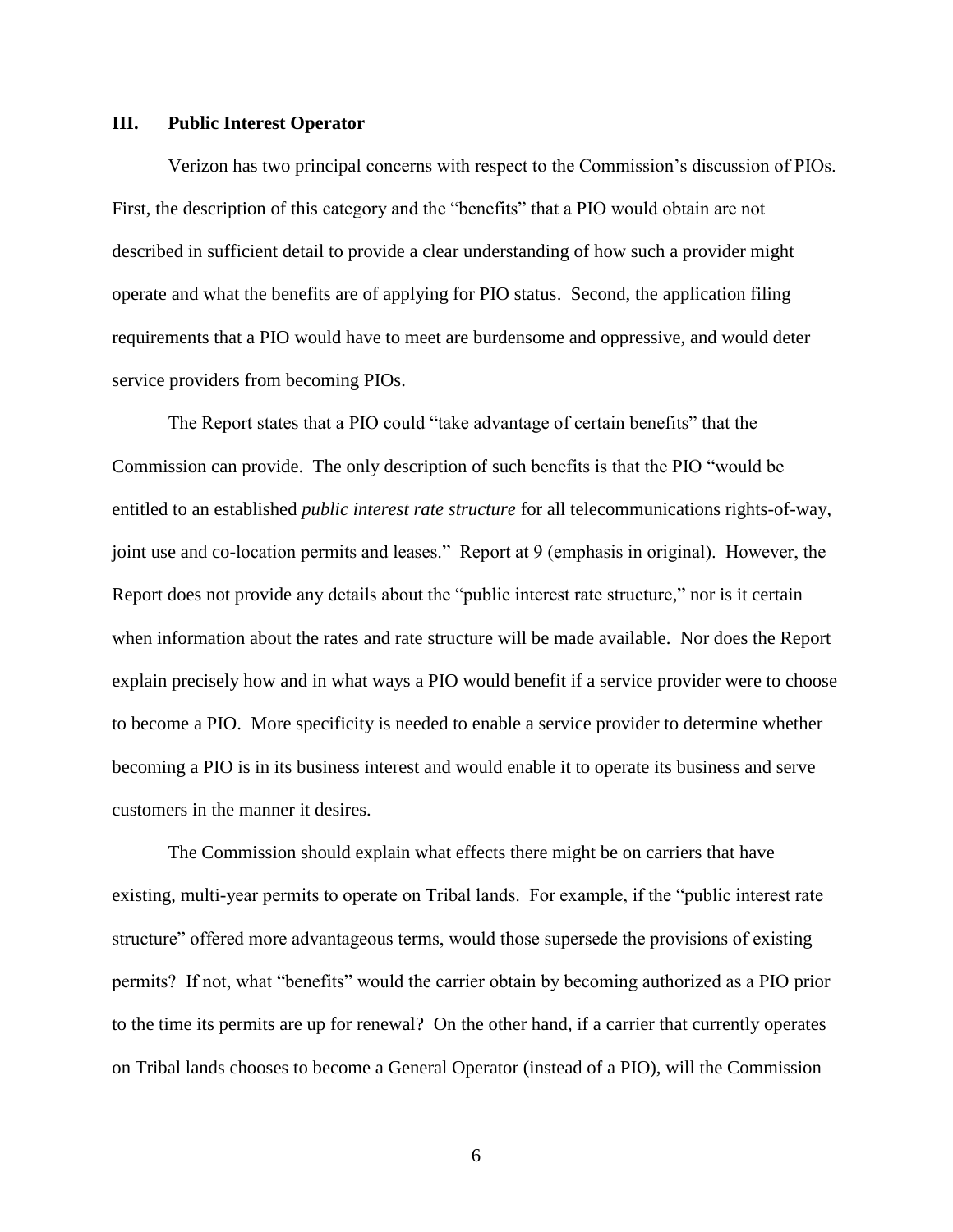## III. Public Interest Operator

Verizon has two principal concerns with respect to the Commission's discussion of PIOs. First, the description of this category and the "benefits" that a PIO would obtain are not described in sufficient detail to provide a clear understanding of how such a provider might operate and what the benefits are of applying for PIO status. Second, the application filing requirements that a PIO would have to meet are burdensome and oppressive, and would deter service providers from becoming PIOs.

The Report states that a PIO could "take advantage of certain benefits" that the Commission can provide. The only description of such benefits is that the PIO "would be entitled to an established *public interest rate structure* for all telecommunications rights-of-way, joint use and co-location permits and leases." Report at 9 (emphasis in original). However, the Report does not provide any details about the "public interest rate structure," nor is it certain when information about the rates and rate structure will be made available. Nor does the Report explain precisely how and in what ways a PIO would benefit if a service provider were to choose to become a PIO. More specificity is needed to enable a service provider to determine whether becoming a PIO is in its business interest and would enable it to operate its business and serve customers in the manner it desires.

The Commission should explain what effects there might be on carriers that have existing, multi-year permits to operate on Tribal lands. For example, if the "public interest rate structure" offered more advantageous terms, would those supersede the provisions of existing permits? If not, what "benefits" would the carrier obtain by becoming authorized as a PIO prior to the time its permits are up for renewal? On the other hand, if a carrier that currently operates on Tribal lands chooses to become a General Operator (instead of a PIO), will the Commission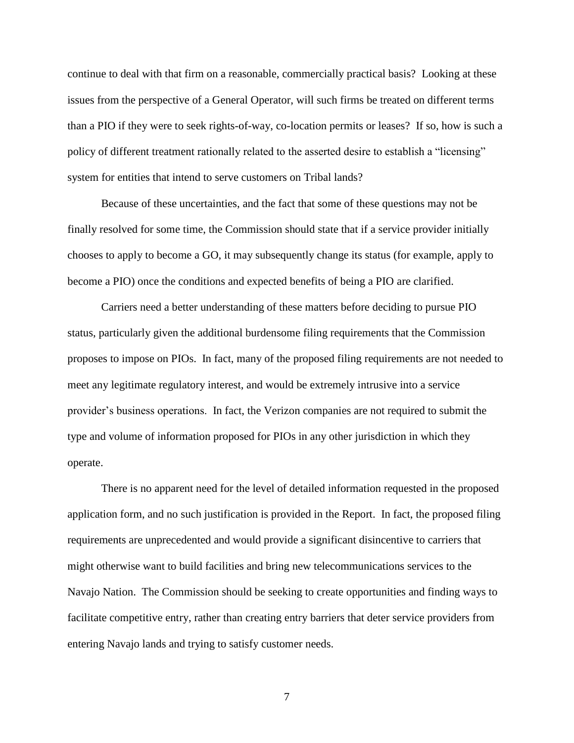continue to deal with that firm on a reasonable, commercially practical basis? Looking at these issues from the perspective of a General Operator, will such firms be treated on different terms than a PIO if they were to seek rights-of-way, co-location permits or leases? If so, how is such a policy of different treatment rationally related to the asserted desire to establish a "licensing" system for entities that intend to serve customers on Tribal lands?

Because of these uncertainties, and the fact that some of these questions may not be finally resolved for some time, the Commission should state that if a service provider initially chooses to apply to become a GO, it may subsequently change its status (for example, apply to become a PIO) once the conditions and expected benefits of being a PIO are clarified.

Carriers need a better understanding of these matters before deciding to pursue PIO status, particularly given the additional burdensome filing requirements that the Commission proposes to impose on PIOs. In fact, many of the proposed filing requirements are not needed to meet any legitimate regulatory interest, and would be extremely intrusive into a service provider's business operations. In fact, the Verizon companies are not required to submit the type and volume of information proposed for PIOs in any other jurisdiction in which they operate.

There is no apparent need for the level of detailed information requested in the proposed application form, and no such justification is provided in the Report. In fact, the proposed filing requirements are unprecedented and would provide a significant disincentive to carriers that might otherwise want to build facilities and bring new telecommunications services to the Navajo Nation. The Commission should be seeking to create opportunities and finding ways to facilitate competitive entry, rather than creating entry barriers that deter service providers from entering Navajo lands and trying to satisfy customer needs.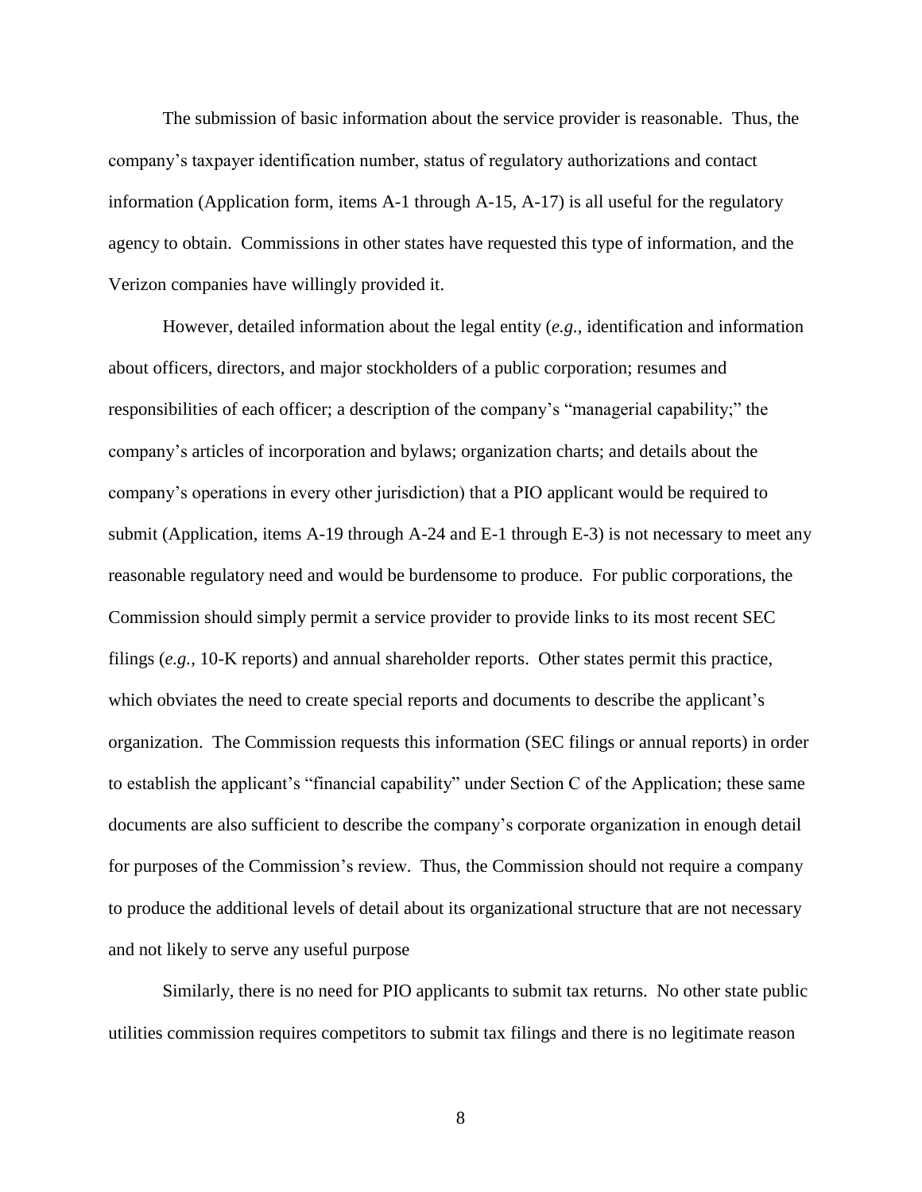The submission of basic information about the service provider is reasonable. Thus, the company's taxpayer identification number, status of regulatory authorizations and contact information (Application form, items A-1 through A-15, A-17) is all useful for the regulatory agency to obtain. Commissions in other states have requested this type of information, and the Verizon companies have willingly provided it.

However, detailed information about the legal entity (*e.g.,* identification and information about officers, directors, and major stockholders of a public corporation; resumes and responsibilities of each officer; a description of the company's "managerial capability;" the company's articles of incorporation and bylaws; organization charts; and details about the company's operations in every other jurisdiction) that a PIO applicant would be required to submit (Application, items A-19 through A-24 and E-1 through E-3) is not necessary to meet any reasonable regulatory need and would be burdensome to produce. For public corporations, the Commission should simply permit a service provider to provide links to its most recent SEC filings (*e.g.,* 10-K reports) and annual shareholder reports. Other states permit this practice, which obviates the need to create special reports and documents to describe the applicant's organization. The Commission requests this information (SEC filings or annual reports) in order to establish the applicant's "financial capability" under Section C of the Application; these same documents are also sufficient to describe the company's corporate organization in enough detail for purposes of the Commission's review. Thus, the Commission should not require a company to produce the additional levels of detail about its organizational structure that are not necessary and not likely to serve any useful purpose

Similarly, there is no need for PIO applicants to submit tax returns. No other state public utilities commission requires competitors to submit tax filings and there is no legitimate reason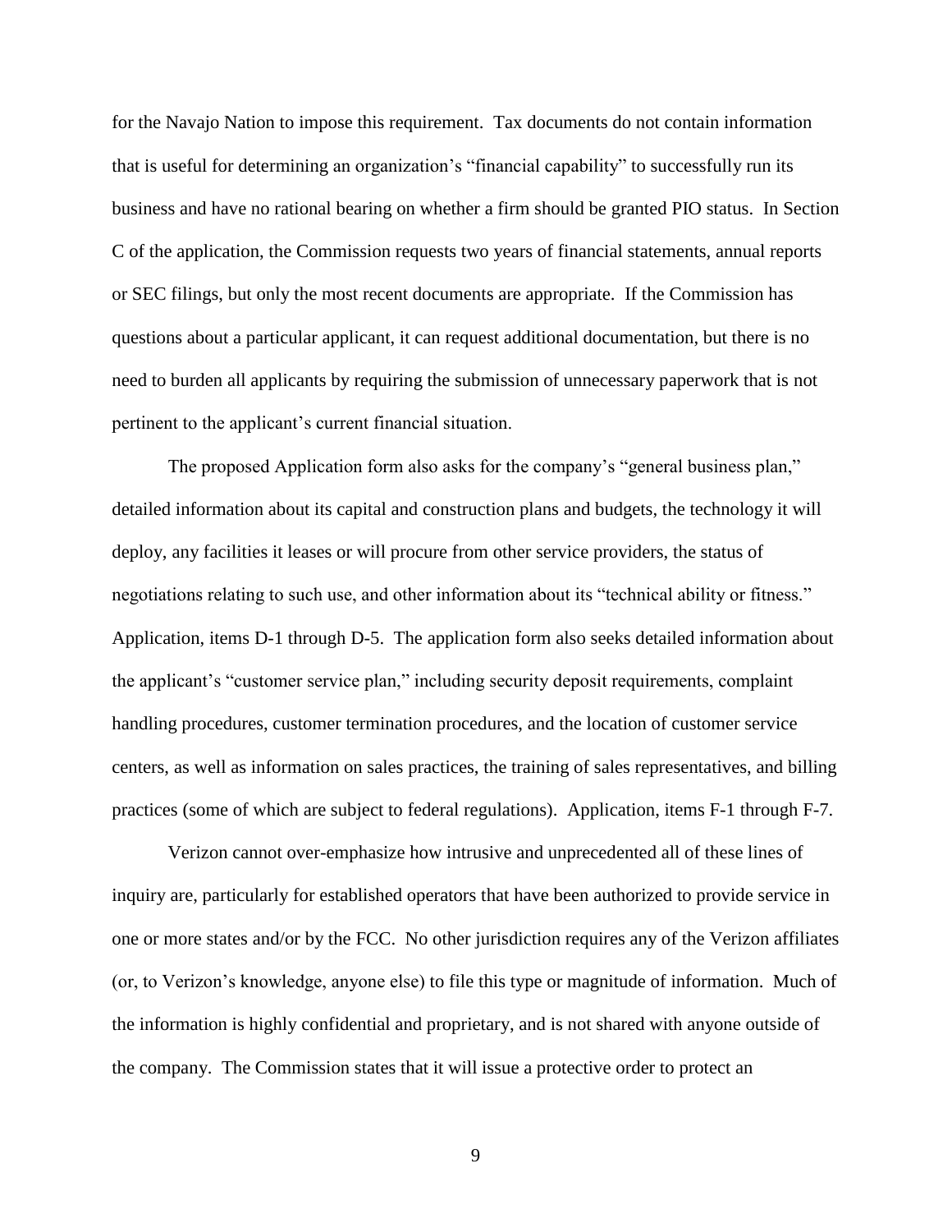for the Navajo Nation to impose this requirement. Tax documents do not contain information that is useful for determining an organization's "financial capability" to successfully run its business and have no rational bearing on whether a firm should be granted PIO status. In Section C of the application, the Commission requests two years of financial statements, annual reports or SEC filings, but only the most recent documents are appropriate. If the Commission has questions about a particular applicant, it can request additional documentation, but there is no need to burden all applicants by requiring the submission of unnecessary paperwork that is not pertinent to the applicant's current financial situation.

The proposed Application form also asks for the company's "general business plan," detailed information about its capital and construction plans and budgets, the technology it will deploy, any facilities it leases or will procure from other service providers, the status of negotiations relating to such use, and other information about its "technical ability or fitness." Application, items D-1 through D-5. The application form also seeks detailed information about the applicant's "customer service plan," including security deposit requirements, complaint handling procedures, customer termination procedures, and the location of customer service centers, as well as information on sales practices, the training of sales representatives, and billing practices (some of which are subject to federal regulations). Application, items F-1 through F-7.

Verizon cannot over-emphasize how intrusive and unprecedented all of these lines of inquiry are, particularly for established operators that have been authorized to provide service in one or more states and/or by the FCC. No other jurisdiction requires any of the Verizon affiliates (or, to Verizon's knowledge, anyone else) to file this type or magnitude of information. Much of the information is highly confidential and proprietary, and is not shared with anyone outside of the company. The Commission states that it will issue a protective order to protect an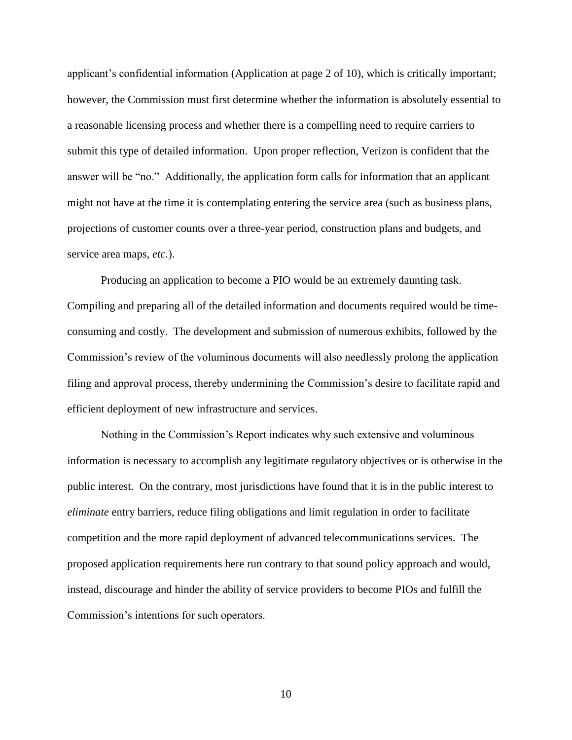applicant's confidential information (Application at page 2 of 10), which is critically important; however, the Commission must first determine whether the information is absolutely essential to a reasonable licensing process and whether there is a compelling need to require carriers to submit this type of detailed information. Upon proper reflection, Verizon is confident that the answer will be "no." Additionally, the application form calls for information that an applicant might not have at the time it is contemplating entering the service area (such as business plans, projections of customer counts over a three-year period, construction plans and budgets, and service area maps, *etc*.).

Producing an application to become a PIO would be an extremely daunting task. Compiling and preparing all of the detailed information and documents required would be time-consuming and costly. The development and submission of numerous exhibits, followed by the Commission's review of the voluminous documents will also needlessly prolong the application filing and approval process, thereby undermining the Commission's desire to facilitate rapid and efficient deployment of new infrastructure and services.

Nothing in the Commission's Report indicates why such extensive and voluminous information is necessary to accomplish any legitimate regulatory objectives or is otherwise in the public interest. On the contrary, most jurisdictions have found that it is in the public interest to *eliminate* entry barriers, reduce filing obligations and limit regulation in order to facilitate competition and the more rapid deployment of advanced telecommunications services. The proposed application requirements here run contrary to that sound policy approach and would, instead, discourage and hinder the ability of service providers to become PIOs and fulfill the Commission's intentions for such operators.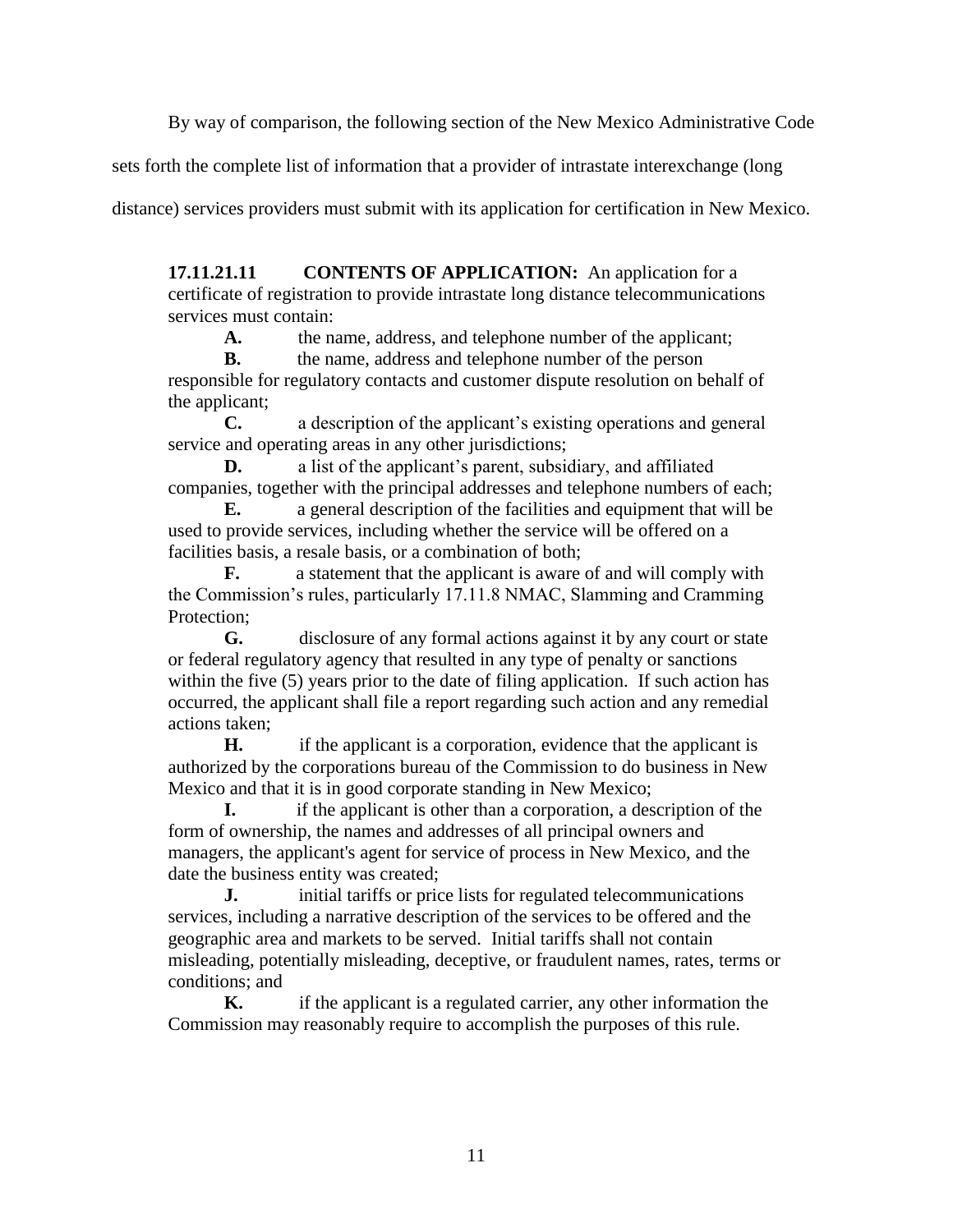By way of comparison, the following section of the New Mexico Administrative Code sets forth the complete list of information that a provider of intrastate interexchange (long distance) services providers must submit with its application for certification in New Mexico.

> **17.11.21.11 CONTENTS OF APPLICATION:** An application for a certificate of registration to provide intrastate long distance telecommunications services must contain:
>
> **A.** the name, address, and telephone number of the applicant;
>
> **B.** the name, address and telephone number of the person responsible for regulatory contacts and customer dispute resolution on behalf of the applicant;
>
> **C.** a description of the applicant's existing operations and general service and operating areas in any other jurisdictions;
>
> **D.** a list of the applicant's parent, subsidiary, and affiliated companies, together with the principal addresses and telephone numbers of each;
>
> **E.** a general description of the facilities and equipment that will be used to provide services, including whether the service will be offered on a facilities basis, a resale basis, or a combination of both;
>
> **F.** a statement that the applicant is aware of and will comply with the Commission's rules, particularly 17.11.8 NMAC, Slamming and Cramming Protection;
>
> **G.** disclosure of any formal actions against it by any court or state or federal regulatory agency that resulted in any type of penalty or sanctions within the five (5) years prior to the date of filing application. If such action has occurred, the applicant shall file a report regarding such action and any remedial actions taken;
>
> **H.** if the applicant is a corporation, evidence that the applicant is authorized by the corporations bureau of the Commission to do business in New Mexico and that it is in good corporate standing in New Mexico;
>
> **I.** if the applicant is other than a corporation, a description of the form of ownership, the names and addresses of all principal owners and managers, the applicant's agent for service of process in New Mexico, and the date the business entity was created;
>
> **J.** initial tariffs or price lists for regulated telecommunications services, including a narrative description of the services to be offered and the geographic area and markets to be served. Initial tariffs shall not contain misleading, potentially misleading, deceptive, or fraudulent names, rates, terms or conditions; and
>
> **K.** if the applicant is a regulated carrier, any other information the Commission may reasonably require to accomplish the purposes of this rule.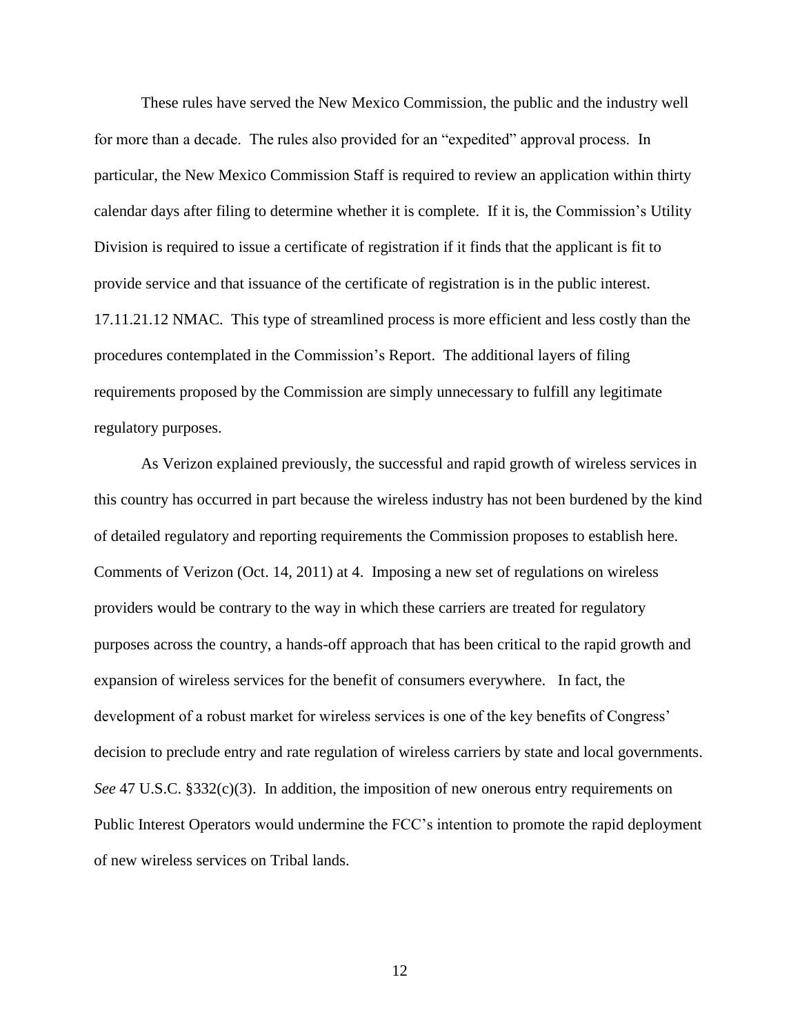These rules have served the New Mexico Commission, the public and the industry well for more than a decade. The rules also provided for an "expedited" approval process. In particular, the New Mexico Commission Staff is required to review an application within thirty calendar days after filing to determine whether it is complete. If it is, the Commission's Utility Division is required to issue a certificate of registration if it finds that the applicant is fit to provide service and that issuance of the certificate of registration is in the public interest. 17.11.21.12 NMAC. This type of streamlined process is more efficient and less costly than the procedures contemplated in the Commission's Report. The additional layers of filing requirements proposed by the Commission are simply unnecessary to fulfill any legitimate regulatory purposes.

As Verizon explained previously, the successful and rapid growth of wireless services in this country has occurred in part because the wireless industry has not been burdened by the kind of detailed regulatory and reporting requirements the Commission proposes to establish here. Comments of Verizon (Oct. 14, 2011) at 4. Imposing a new set of regulations on wireless providers would be contrary to the way in which these carriers are treated for regulatory purposes across the country, a hands-off approach that has been critical to the rapid growth and expansion of wireless services for the benefit of consumers everywhere. In fact, the development of a robust market for wireless services is one of the key benefits of Congress' decision to preclude entry and rate regulation of wireless carriers by state and local governments. *See* 47 U.S.C. §332(c)(3). In addition, the imposition of new onerous entry requirements on Public Interest Operators would undermine the FCC's intention to promote the rapid deployment of new wireless services on Tribal lands.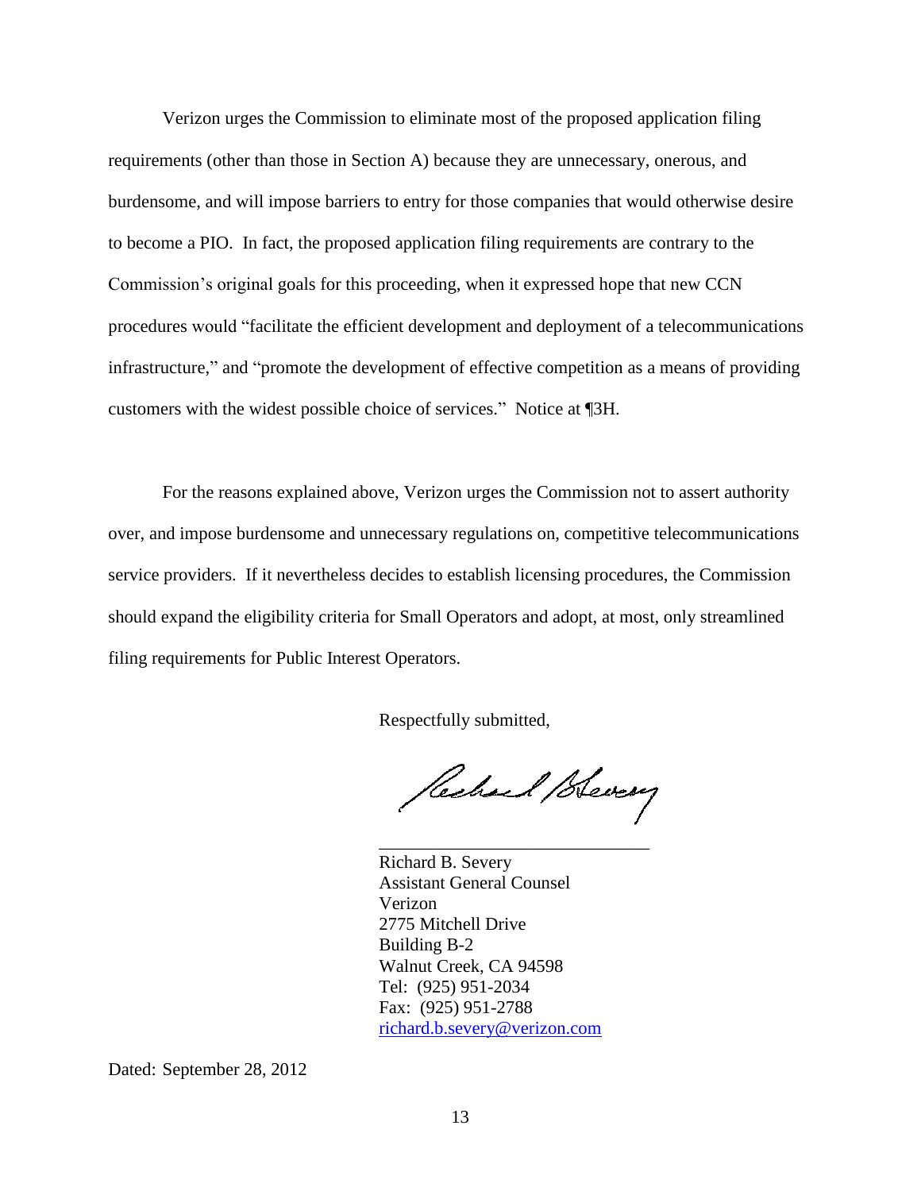Verizon urges the Commission to eliminate most of the proposed application filing requirements (other than those in Section A) because they are unnecessary, onerous, and burdensome, and will impose barriers to entry for those companies that would otherwise desire to become a PIO. In fact, the proposed application filing requirements are contrary to the Commission's original goals for this proceeding, when it expressed hope that new CCN procedures would "facilitate the efficient development and deployment of a telecommunications infrastructure," and "promote the development of effective competition as a means of providing customers with the widest possible choice of services." Notice at ¶3H.

For the reasons explained above, Verizon urges the Commission not to assert authority over, and impose burdensome and unnecessary regulations on, competitive telecommunications service providers. If it nevertheless decides to establish licensing procedures, the Commission should expand the eligibility criteria for Small Operators and adopt, at most, only streamlined filing requirements for Public Interest Operators.

Respectfully submitted,

_______________________________

Richard B. Severy
Assistant General Counsel
Verizon
2775 Mitchell Drive
Building B-2
Walnut Creek, CA 94598
Tel: (925) 951-2034
Fax: (925) 951-2788
richard.b.severy@verizon.com

Dated: September 28, 2012